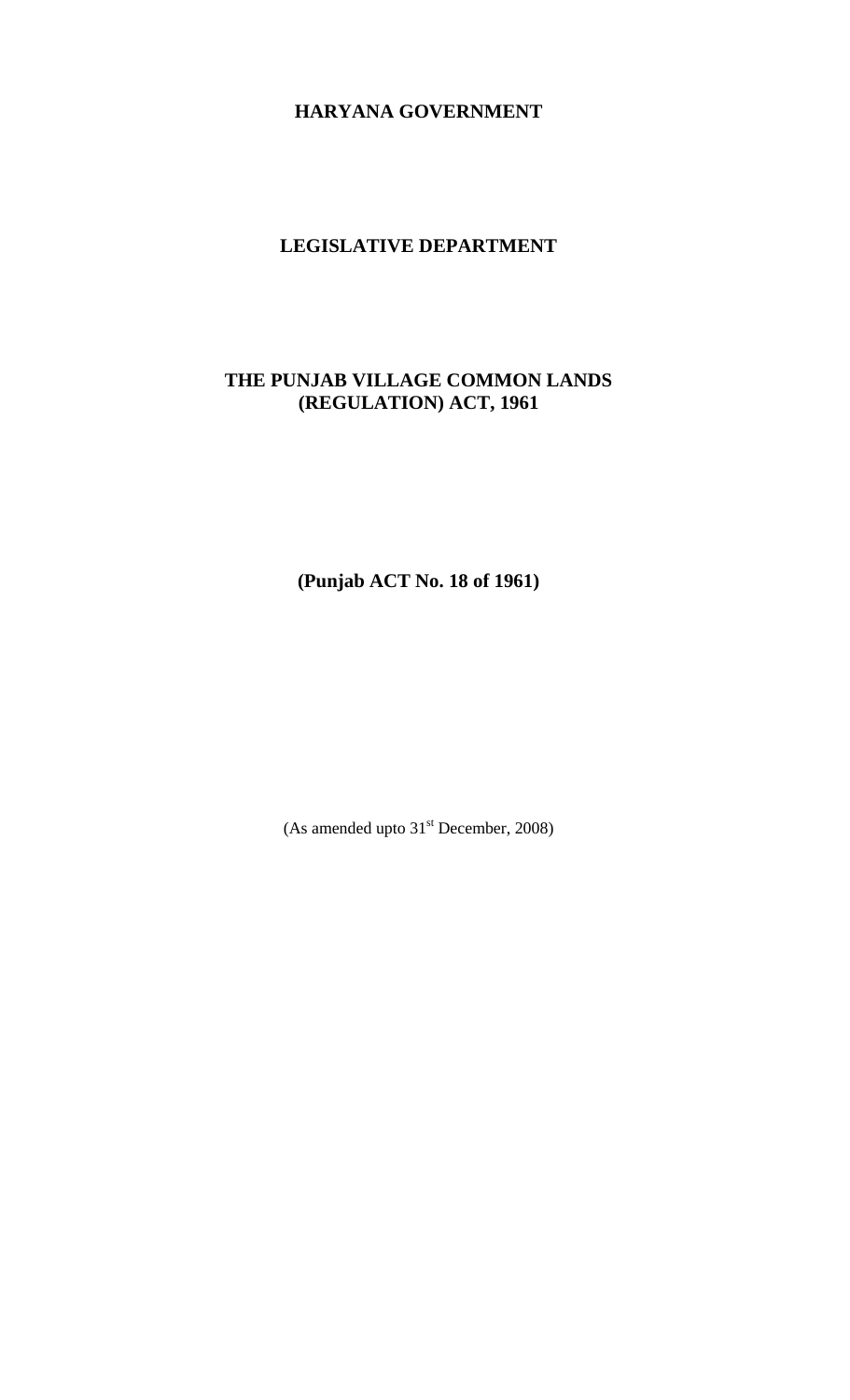**HARYANA GOVERNMENT**

**LEGISLATIVE DEPARTMENT**

# THE PUNJAB VILLAGE COMMON LANDS (REGULATION) ACT, 1961

**(Punjab ACT No. 18 of 1961)**

(As amended upto 31st December, 2008)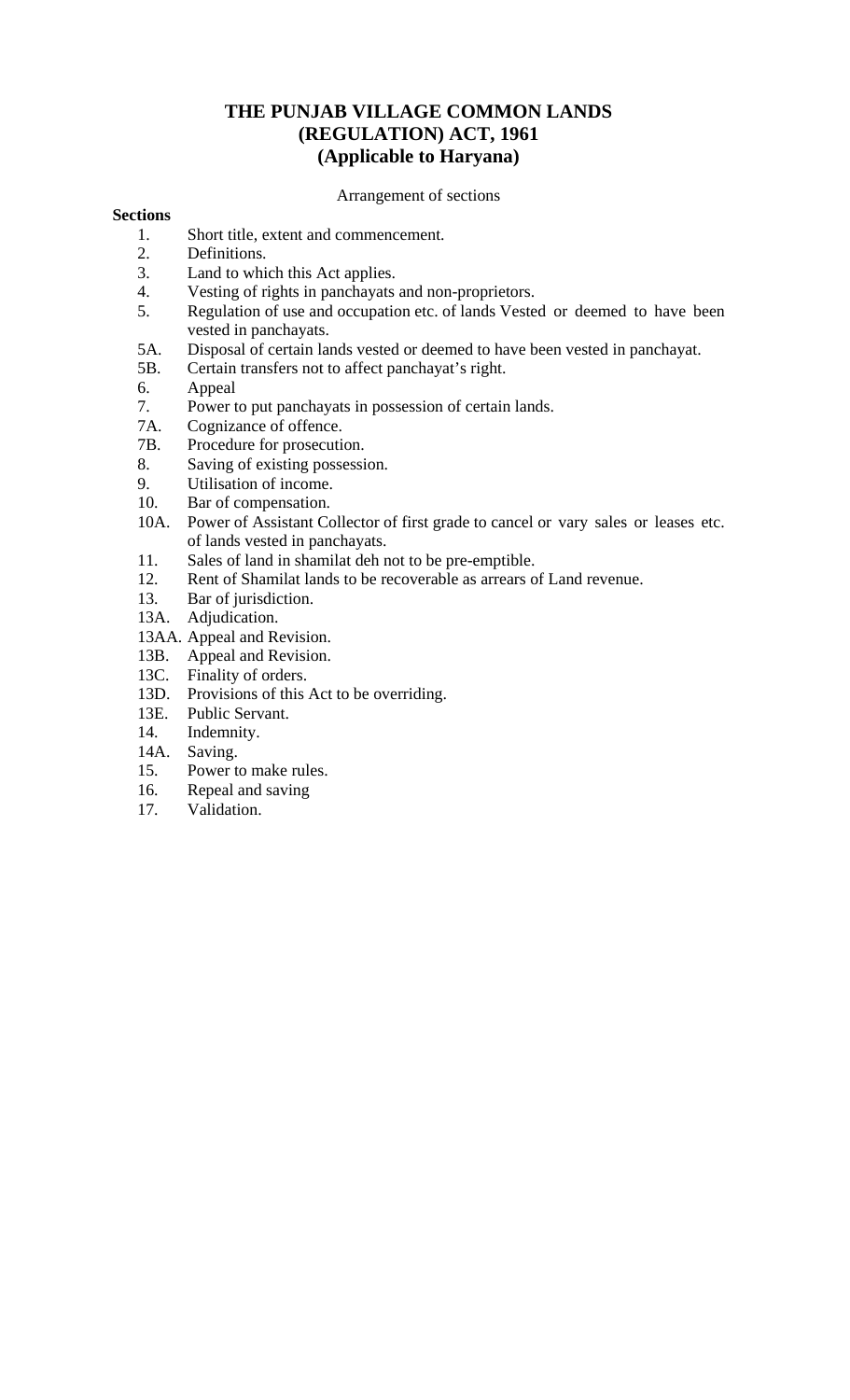# THE PUNJAB VILLAGE COMMON LANDS (REGULATION) ACT, 1961
## (Applicable to Haryana)

Arrangement of sections

**Sections**

1. Short title, extent and commencement.
2. Definitions.
3. Land to which this Act applies.
4. Vesting of rights in panchayats and non-proprietors.
5. Regulation of use and occupation etc. of lands Vested or deemed to have been vested in panchayats.

5A. Disposal of certain lands vested or deemed to have been vested in panchayat.

5B. Certain transfers not to affect panchayat's right.

6. Appeal
7. Power to put panchayats in possession of certain lands.

7A. Cognizance of offence.

7B. Procedure for prosecution.

8. Saving of existing possession.
9. Utilisation of income.
10. Bar of compensation.

10A. Power of Assistant Collector of first grade to cancel or vary sales or leases etc. of lands vested in panchayats.

11. Sales of land in shamilat deh not to be pre-emptible.
12. Rent of Shamilat lands to be recoverable as arrears of Land revenue.
13. Bar of jurisdiction.

13A. Adjudication.

13AA. Appeal and Revision.

13B. Appeal and Revision.

13C. Finality of orders.

13D. Provisions of this Act to be overriding.

13E. Public Servant.

14. Indemnity.

14A. Saving.

15. Power to make rules.
16. Repeal and saving
17. Validation.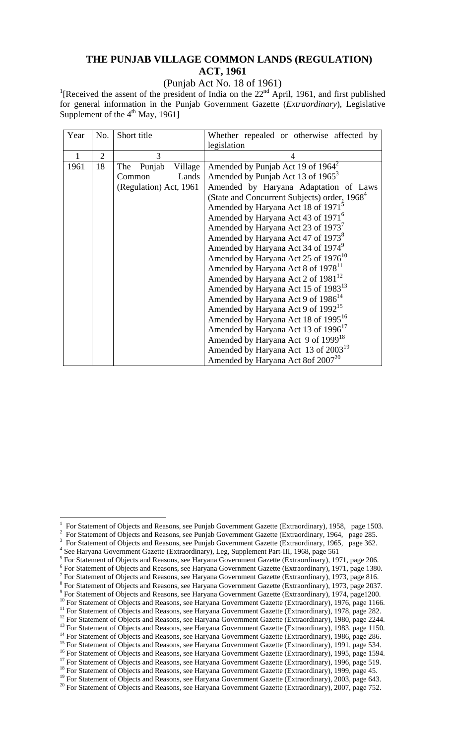# THE PUNJAB VILLAGE COMMON LANDS (REGULATION) ACT, 1961

(Punjab Act No. 18 of 1961)

[1][Received the assent of the president of India on the 22nd April, 1961, and first published for general information in the Punjab Government Gazette (*Extraordinary*), Legislative Supplement of the 4th May, 1961]

| Year | No. | Short title | Whether repealed or otherwise affected by legislation |
|---|---|---|---|
| 1 | 2 | 3 | 4 |
| 1961 | 18 | The Punjab Village Common Lands (Regulation) Act, 1961 | Amended by Punjab Act 19 of 1964[2]<br>Amended by Punjab Act 13 of 1965[3]<br>Amended by Haryana Adaptation of Laws (State and Concurrent Subjects) order, 1968[4]<br>Amended by Haryana Act 18 of 1971[5]<br>Amended by Haryana Act 43 of 1971[6]<br>Amended by Haryana Act 23 of 1973[7]<br>Amended by Haryana Act 47 of 1973[8]<br>Amended by Haryana Act 34 of 1974[9]<br>Amended by Haryana Act 25 of 1976[10]<br>Amended by Haryana Act 8 of 1978[11]<br>Amended by Haryana Act 2 of 1981[12]<br>Amended by Haryana Act 15 of 1983[13]<br>Amended by Haryana Act 9 of 1986[14]<br>Amended by Haryana Act 9 of 1992[15]<br>Amended by Haryana Act 18 of 1995[16]<br>Amended by Haryana Act 13 of 1996[17]<br>Amended by Haryana Act 9 of 1999[18]<br>Amended by Haryana Act 13 of 2003[19]<br>Amended by Haryana Act 8of 2007[20] |

---

[1] For Statement of Objects and Reasons, see Punjab Government Gazette (Extraordinary), 1958, page 1503.
[2] For Statement of Objects and Reasons, see Punjab Government Gazette (Extraordinary), 1964, page 285.
[3] For Statement of Objects and Reasons, see Punjab Government Gazette (Extraordinary), 1965, page 362.
[4] See Haryana Government Gazette (Extraordinary), Leg, Supplement Part-III, 1968, page 561
[5] For Statement of Objects and Reasons, see Haryana Government Gazette (Extraordinary), 1971, page 206.
[6] For Statement of Objects and Reasons, see Haryana Government Gazette (Extraordinary), 1971, page 1380.
[7] For Statement of Objects and Reasons, see Haryana Government Gazette (Extraordinary), 1973, page 816.
[8] For Statement of Objects and Reasons, see Haryana Government Gazette (Extraordinary), 1973, page 2037.
[9] For Statement of Objects and Reasons, see Haryana Government Gazette (Extraordinary), 1974, page1200.
[10] For Statement of Objects and Reasons, see Haryana Government Gazette (Extraordinary), 1976, page 1166.
[11] For Statement of Objects and Reasons, see Haryana Government Gazette (Extraordinary), 1978, page 282.
[12] For Statement of Objects and Reasons, see Haryana Government Gazette (Extraordinary), 1980, page 2244.
[13] For Statement of Objects and Reasons, see Haryana Government Gazette (Extraordinary), 1983, page 1150.
[14] For Statement of Objects and Reasons, see Haryana Government Gazette (Extraordinary), 1986, page 286.
[15] For Statement of Objects and Reasons, see Haryana Government Gazette (Extraordinary), 1991, page 534.
[16] For Statement of Objects and Reasons, see Haryana Government Gazette (Extraordinary), 1995, page 1594.
[17] For Statement of Objects and Reasons, see Haryana Government Gazette (Extraordinary), 1996, page 519.
[18] For Statement of Objects and Reasons, see Haryana Government Gazette (Extraordinary), 1999, page 45.
[19] For Statement of Objects and Reasons, see Haryana Government Gazette (Extraordinary), 2003, page 643.
[20] For Statement of Objects and Reasons, see Haryana Government Gazette (Extraordinary), 2007, page 752.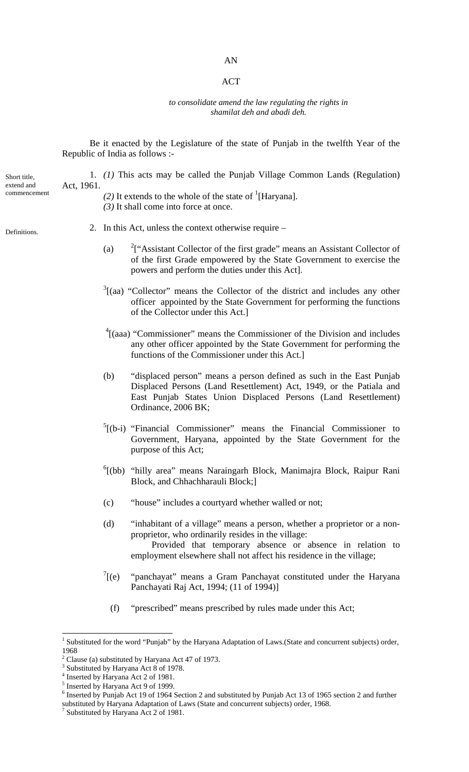# AN

# ACT

*to consolidate amend the law regulating the rights in shamilat deh and abadi deh.*

Be it enacted by the Legislature of the state of Punjab in the twelfth Year of the Republic of India as follows :-

Short title, extend and commencement

1. *(1)* This acts may be called the Punjab Village Common Lands (Regulation) Act, 1961.

*(2)* It extends to the whole of the state of [1][Haryana].

*(3)* It shall come into force at once.

Definitions.

2. In this Act, unless the context otherwise require –

(a) [2]["Assistant Collector of the first grade" means an Assistant Collector of of the first Grade empowered by the State Government to exercise the powers and perform the duties under this Act].

[3][(aa) "Collector" means the Collector of the district and includes any other officer appointed by the State Government for performing the functions of the Collector under this Act.]

[4][(aaa) "Commissioner" means the Commissioner of the Division and includes any other officer appointed by the State Government for performing the functions of the Commissioner under this Act.]

(b) "displaced person" means a person defined as such in the East Punjab Displaced Persons (Land Resettlement) Act, 1949, or the Patiala and East Punjab States Union Displaced Persons (Land Resettlement) Ordinance, 2006 BK;

[5][(b-i) "Financial Commissioner" means the Financial Commissioner to Government, Haryana, appointed by the State Government for the purpose of this Act;

[6][(bb) "hilly area" means Naraingarh Block, Manimajra Block, Raipur Rani Block, and Chhachharauli Block;]

(c) "house" includes a courtyard whether walled or not;

(d) "inhabitant of a village" means a person, whether a proprietor or a non-proprietor, who ordinarily resides in the village:

Provided that temporary absence or absence in relation to employment elsewhere shall not affect his residence in the village;

[7][(e) "panchayat" means a Gram Panchayat constituted under the Haryana Panchayati Raj Act, 1994; (11 of 1994)]

(f) "prescribed" means prescribed by rules made under this Act;

---

[1] Substituted for the word "Punjab" by the Haryana Adaptation of Laws.(State and concurrent subjects) order, 1968

[2] Clause (a) substituted by Haryana Act 47 of 1973.

[3] Substituted by Haryana Act 8 of 1978.

[4] Inserted by Haryana Act 2 of 1981.

[5] Inserted by Haryana Act 9 of 1999.

[6] Inserted by Punjab Act 19 of 1964 Section 2 and substituted by Punjab Act 13 of 1965 section 2 and further substituted by Haryana Adaptation of Laws (State and concurrent subjects) order, 1968.

[7] Substituted by Haryana Act 2 of 1981.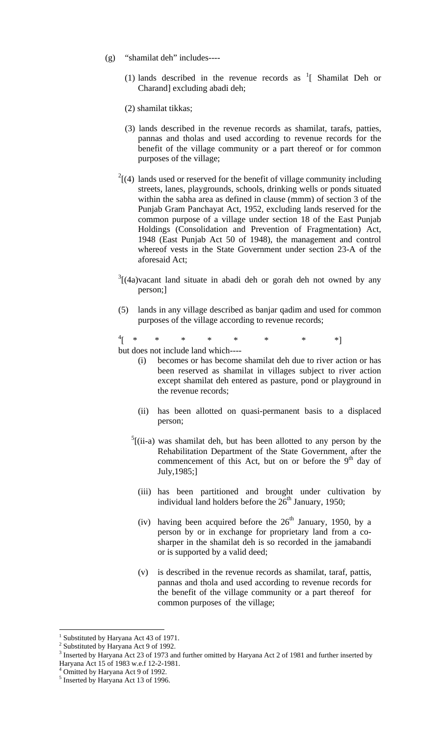(g) "shamilat deh" includes----

(1) lands described in the revenue records as [1][ Shamilat Deh or Charand] excluding abadi deh;

(2) shamilat tikkas;

(3) lands described in the revenue records as shamilat, tarafs, patties, pannas and tholas and used according to revenue records for the benefit of the village community or a part thereof or for common purposes of the village;

[2][(4) lands used or reserved for the benefit of village community including streets, lanes, playgrounds, schools, drinking wells or ponds situated within the sabha area as defined in clause (mmm) of section 3 of the Punjab Gram Panchayat Act, 1952, excluding lands reserved for the common purpose of a village under section 18 of the East Punjab Holdings (Consolidation and Prevention of Fragmentation) Act, 1948 (East Punjab Act 50 of 1948), the management and control whereof vests in the State Government under section 23-A of the aforesaid Act;

[3][(4a)vacant land situate in abadi deh or gorah deh not owned by any person;]

(5) lands in any village described as banjar qadim and used for common purposes of the village according to revenue records;

[4][ * * * * * * * *]

but does not include land which----

(i) becomes or has become shamilat deh due to river action or has been reserved as shamilat in villages subject to river action except shamilat deh entered as pasture, pond or playground in the revenue records;

(ii) has been allotted on quasi-permanent basis to a displaced person;

[5][(ii-a) was shamilat deh, but has been allotted to any person by the Rehabilitation Department of the State Government, after the commencement of this Act, but on or before the 9th day of July,1985;]

(iii) has been partitioned and brought under cultivation by individual land holders before the 26th January, 1950;

(iv) having been acquired before the 26th January, 1950, by a person by or in exchange for proprietary land from a co-sharper in the shamilat deh is so recorded in the jamabandi or is supported by a valid deed;

(v) is described in the revenue records as shamilat, taraf, pattis, pannas and thola and used according to revenue records for the benefit of the village community or a part thereof for common purposes of the village;

---

[1] Substituted by Haryana Act 43 of 1971.

[2] Substituted by Haryana Act 9 of 1992.

[3] Inserted by Haryana Act 23 of 1973 and further omitted by Haryana Act 2 of 1981 and further inserted by Haryana Act 15 of 1983 w.e.f 12-2-1981.

[4] Omitted by Haryana Act 9 of 1992.

[5] Inserted by Haryana Act 13 of 1996.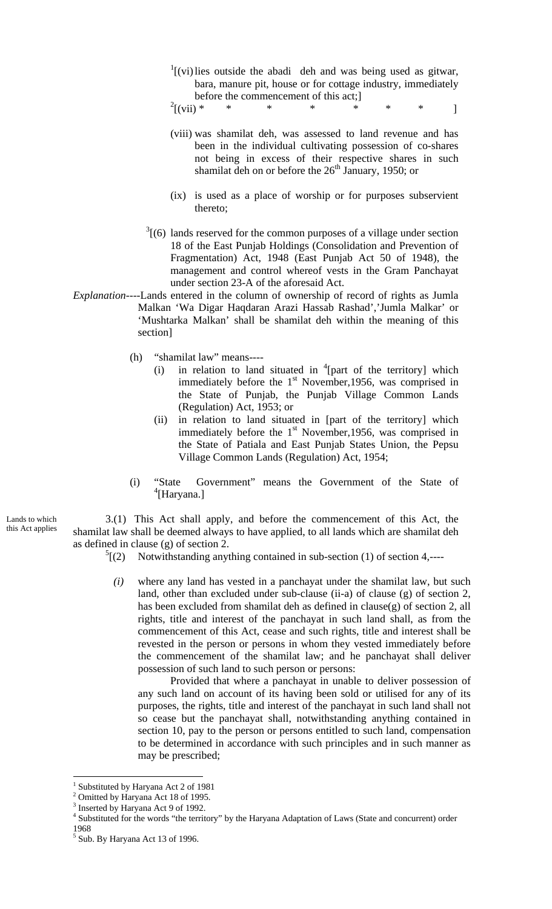[1][(vi) lies outside the abadi deh and was being used as gitwar, bara, manure pit, house or for cottage industry, immediately before the commencement of this act;]

[2][(vii) * * * * * * * ]

(viii) was shamilat deh, was assessed to land revenue and has been in the individual cultivating possession of co-shares not being in excess of their respective shares in such shamilat deh on or before the 26th January, 1950; or

(ix) is used as a place of worship or for purposes subservient thereto;

[3][(6) lands reserved for the common purposes of a village under section 18 of the East Punjab Holdings (Consolidation and Prevention of Fragmentation) Act, 1948 (East Punjab Act 50 of 1948), the management and control whereof vests in the Gram Panchayat under section 23-A of the aforesaid Act.

*Explanation*----Lands entered in the column of ownership of record of rights as Jumla Malkan 'Wa Digar Haqdaran Arazi Hassab Rashad','Jumla Malkar' or 'Mushtarka Malkan' shall be shamilat deh within the meaning of this section]

(h) "shamilat law" means----

(i) in relation to land situated in [4][part of the territory] which immediately before the 1st November,1956, was comprised in the State of Punjab, the Punjab Village Common Lands (Regulation) Act, 1953; or

(ii) in relation to land situated in [part of the territory] which immediately before the 1st November,1956, was comprised in the State of Patiala and East Punjab States Union, the Pepsu Village Common Lands (Regulation) Act, 1954;

(i) "State Government" means the Government of the State of [4][Haryana.]

Lands to which this Act applies

3.(1) This Act shall apply, and before the commencement of this Act, the shamilat law shall be deemed always to have applied, to all lands which are shamilat deh as defined in clause (g) of section 2.

[5][(2) Notwithstanding anything contained in sub-section (1) of section 4,----

*(i)* where any land has vested in a panchayat under the shamilat law, but such land, other than excluded under sub-clause (ii-a) of clause (g) of section 2, has been excluded from shamilat deh as defined in clause(g) of section 2, all rights, title and interest of the panchayat in such land shall, as from the commencement of this Act, cease and such rights, title and interest shall be revested in the person or persons in whom they vested immediately before the commencement of the shamilat law; and he panchayat shall deliver possession of such land to such person or persons:

Provided that where a panchayat in unable to deliver possession of any such land on account of its having been sold or utilised for any of its purposes, the rights, title and interest of the panchayat in such land shall not so cease but the panchayat shall, notwithstanding anything contained in section 10, pay to the person or persons entitled to such land, compensation to be determined in accordance with such principles and in such manner as may be prescribed;

---

[1] Substituted by Haryana Act 2 of 1981

[2] Omitted by Haryana Act 18 of 1995.

[3] Inserted by Haryana Act 9 of 1992.

[4] Substituted for the words "the territory" by the Haryana Adaptation of Laws (State and concurrent) order 1968

[5] Sub. By Haryana Act 13 of 1996.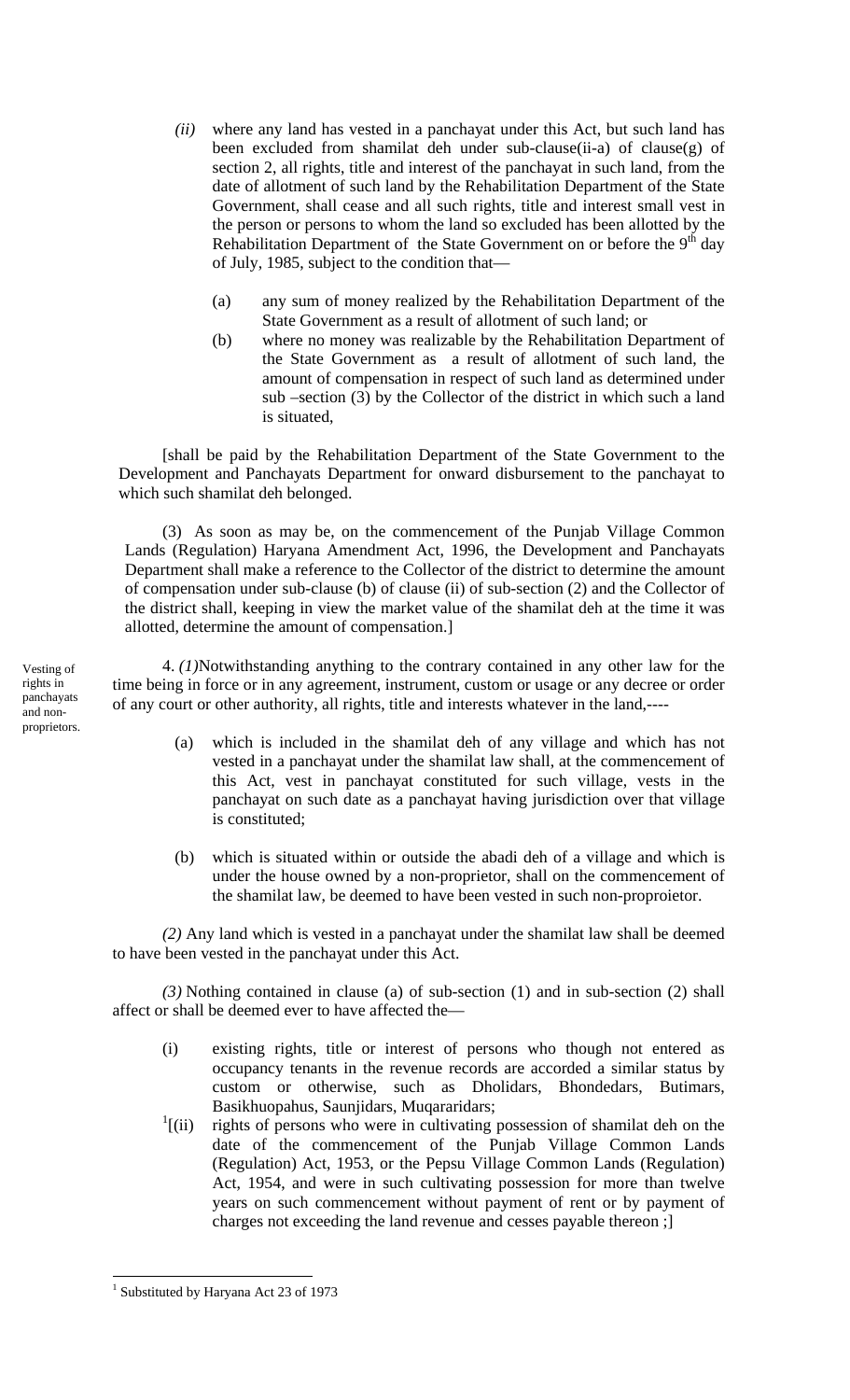*(ii)* where any land has vested in a panchayat under this Act, but such land has been excluded from shamilat deh under sub-clause(ii-a) of clause(g) of section 2, all rights, title and interest of the panchayat in such land, from the date of allotment of such land by the Rehabilitation Department of the State Government, shall cease and all such rights, title and interest small vest in the person or persons to whom the land so excluded has been allotted by the Rehabilitation Department of the State Government on or before the 9th day of July, 1985, subject to the condition that—

(a) any sum of money realized by the Rehabilitation Department of the State Government as a result of allotment of such land; or

(b) where no money was realizable by the Rehabilitation Department of the State Government as a result of allotment of such land, the amount of compensation in respect of such land as determined under sub –section (3) by the Collector of the district in which such a land is situated,

[shall be paid by the Rehabilitation Department of the State Government to the Development and Panchayats Department for onward disbursement to the panchayat to which such shamilat deh belonged.

(3) As soon as may be, on the commencement of the Punjab Village Common Lands (Regulation) Haryana Amendment Act, 1996, the Development and Panchayats Department shall make a reference to the Collector of the district to determine the amount of compensation under sub-clause (b) of clause (ii) of sub-section (2) and the Collector of the district shall, keeping in view the market value of the shamilat deh at the time it was allotted, determine the amount of compensation.]

Vesting of rights in panchayats and non-proprietors.

4. *(1)* Notwithstanding anything to the contrary contained in any other law for the time being in force or in any agreement, instrument, custom or usage or any decree or order of any court or other authority, all rights, title and interests whatever in the land,----

(a) which is included in the shamilat deh of any village and which has not vested in a panchayat under the shamilat law shall, at the commencement of this Act, vest in panchayat constituted for such village, vests in the panchayat on such date as a panchayat having jurisdiction over that village is constituted;

(b) which is situated within or outside the abadi deh of a village and which is under the house owned by a non-proprietor, shall on the commencement of the shamilat law, be deemed to have been vested in such non-proproietor.

*(2)* Any land which is vested in a panchayat under the shamilat law shall be deemed to have been vested in the panchayat under this Act.

*(3)* Nothing contained in clause (a) of sub-section (1) and in sub-section (2) shall affect or shall be deemed ever to have affected the—

(i) existing rights, title or interest of persons who though not entered as occupancy tenants in the revenue records are accorded a similar status by custom or otherwise, such as Dholidars, Bhondedars, Butimars, Basikhuopahus, Saunjidars, Muqararidars;

[1][(ii) rights of persons who were in cultivating possession of shamilat deh on the date of the commencement of the Punjab Village Common Lands (Regulation) Act, 1953, or the Pepsu Village Common Lands (Regulation) Act, 1954, and were in such cultivating possession for more than twelve years on such commencement without payment of rent or by payment of charges not exceeding the land revenue and cesses payable thereon ;]

---

[1] Substituted by Haryana Act 23 of 1973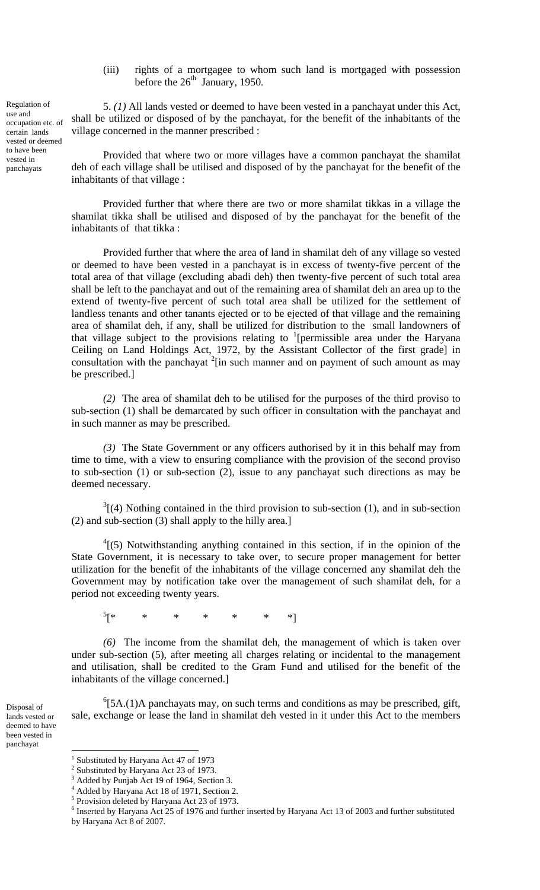(iii) rights of a mortgagee to whom such land is mortgaged with possession before the 26th January, 1950.

Regulation of use and occupation etc. of certain lands vested or deemed to have been vested in panchayats

5. *(1)* All lands vested or deemed to have been vested in a panchayat under this Act, shall be utilized or disposed of by the panchayat, for the benefit of the inhabitants of the village concerned in the manner prescribed :

Provided that where two or more villages have a common panchayat the shamilat deh of each village shall be utilised and disposed of by the panchayat for the benefit of the inhabitants of that village :

Provided further that where there are two or more shamilat tikkas in a village the shamilat tikka shall be utilised and disposed of by the panchayat for the benefit of the inhabitants of that tikka :

Provided further that where the area of land in shamilat deh of any village so vested or deemed to have been vested in a panchayat is in excess of twenty-five percent of the total area of that village (excluding abadi deh) then twenty-five percent of such total area shall be left to the panchayat and out of the remaining area of shamilat deh an area up to the extend of twenty-five percent of such total area shall be utilized for the settlement of landless tenants and other tanants ejected or to be ejected of that village and the remaining area of shamilat deh, if any, shall be utilized for distribution to the small landowners of that village subject to the provisions relating to [1][permissible area under the Haryana Ceiling on Land Holdings Act, 1972, by the Assistant Collector of the first grade] in consultation with the panchayat [2][in such manner and on payment of such amount as may be prescribed.]

*(2)* The area of shamilat deh to be utilised for the purposes of the third proviso to sub-section (1) shall be demarcated by such officer in consultation with the panchayat and in such manner as may be prescribed.

*(3)* The State Government or any officers authorised by it in this behalf may from time to time, with a view to ensuring compliance with the provision of the second proviso to sub-section (1) or sub-section (2), issue to any panchayat such directions as may be deemed necessary.

[3][(4) Nothing contained in the third provision to sub-section (1), and in sub-section (2) and sub-section (3) shall apply to the hilly area.]

[4][(5) Notwithstanding anything contained in this section, if in the opinion of the State Government, it is necessary to take over, to secure proper management for better utilization for the benefit of the inhabitants of the village concerned any shamilat deh the Government may by notification take over the management of such shamilat deh, for a period not exceeding twenty years.

[5][* * * * * * *]

*(6)* The income from the shamilat deh, the management of which is taken over under sub-section (5), after meeting all charges relating or incidental to the management and utilisation, shall be credited to the Gram Fund and utilised for the benefit of the inhabitants of the village concerned.]

Disposal of lands vested or deemed to have been vested in panchayat

[6][5A.(1)A panchayats may, on such terms and conditions as may be prescribed, gift, sale, exchange or lease the land in shamilat deh vested in it under this Act to the members

---

1 Substituted by Haryana Act 47 of 1973

2 Substituted by Haryana Act 23 of 1973.

3 Added by Punjab Act 19 of 1964, Section 3.

4 Added by Haryana Act 18 of 1971, Section 2.

5 Provision deleted by Haryana Act 23 of 1973.

6 Inserted by Haryana Act 25 of 1976 and further inserted by Haryana Act 13 of 2003 and further substituted by Haryana Act 8 of 2007.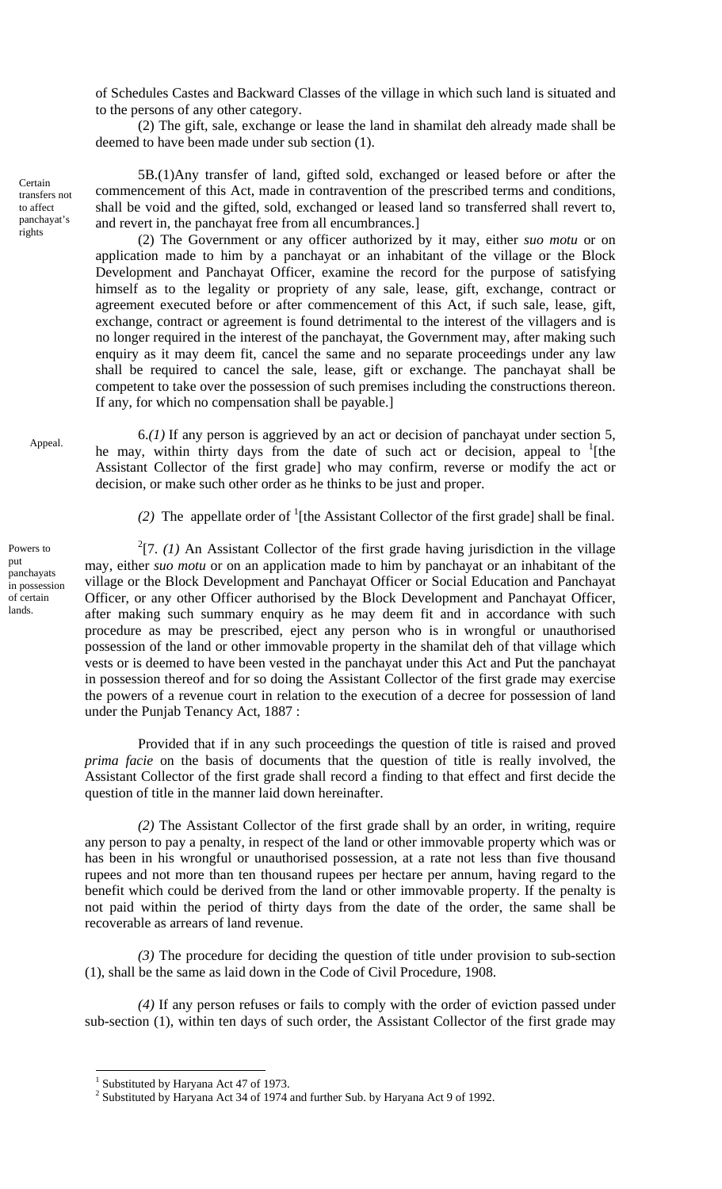of Schedules Castes and Backward Classes of the village in which such land is situated and to the persons of any other category.

(2) The gift, sale, exchange or lease the land in shamilat deh already made shall be deemed to have been made under sub section (1).

*Certain transfers not to affect panchayat's rights*

5B.(1)Any transfer of land, gifted sold, exchanged or leased before or after the commencement of this Act, made in contravention of the prescribed terms and conditions, shall be void and the gifted, sold, exchanged or leased land so transferred shall revert to, and revert in, the panchayat free from all encumbrances.]

(2) The Government or any officer authorized by it may, either *suo motu* or on application made to him by a panchayat or an inhabitant of the village or the Block Development and Panchayat Officer, examine the record for the purpose of satisfying himself as to the legality or propriety of any sale, lease, gift, exchange, contract or agreement executed before or after commencement of this Act, if such sale, lease, gift, exchange, contract or agreement is found detrimental to the interest of the villagers and is no longer required in the interest of the panchayat, the Government may, after making such enquiry as it may deem fit, cancel the same and no separate proceedings under any law shall be required to cancel the sale, lease, gift or exchange. The panchayat shall be competent to take over the possession of such premises including the constructions thereon. If any, for which no compensation shall be payable.]

*Appeal.*

6.*(1)* If any person is aggrieved by an act or decision of panchayat under section 5, he may, within thirty days from the date of such act or decision, appeal to [1][the Assistant Collector of the first grade] who may confirm, reverse or modify the act or decision, or make such other order as he thinks to be just and proper.

*(2)* The appellate order of [1][the Assistant Collector of the first grade] shall be final.

*Powers to put panchayats in possession of certain lands.*

[2][7. *(1)* An Assistant Collector of the first grade having jurisdiction in the village may, either *suo motu* or on an application made to him by panchayat or an inhabitant of the village or the Block Development and Panchayat Officer or Social Education and Panchayat Officer, or any other Officer authorised by the Block Development and Panchayat Officer, after making such summary enquiry as he may deem fit and in accordance with such procedure as may be prescribed, eject any person who is in wrongful or unauthorised possession of the land or other immovable property in the shamilat deh of that village which vests or is deemed to have been vested in the panchayat under this Act and Put the panchayat in possession thereof and for so doing the Assistant Collector of the first grade may exercise the powers of a revenue court in relation to the execution of a decree for possession of land under the Punjab Tenancy Act, 1887 :

Provided that if in any such proceedings the question of title is raised and proved *prima facie* on the basis of documents that the question of title is really involved, the Assistant Collector of the first grade shall record a finding to that effect and first decide the question of title in the manner laid down hereinafter.

*(2)* The Assistant Collector of the first grade shall by an order, in writing, require any person to pay a penalty, in respect of the land or other immovable property which was or has been in his wrongful or unauthorised possession, at a rate not less than five thousand rupees and not more than ten thousand rupees per hectare per annum, having regard to the benefit which could be derived from the land or other immovable property. If the penalty is not paid within the period of thirty days from the date of the order, the same shall be recoverable as arrears of land revenue.

*(3)* The procedure for deciding the question of title under provision to sub-section (1), shall be the same as laid down in the Code of Civil Procedure, 1908.

*(4)* If any person refuses or fails to comply with the order of eviction passed under sub-section (1), within ten days of such order, the Assistant Collector of the first grade may

---

[1] Substituted by Haryana Act 47 of 1973.

[2] Substituted by Haryana Act 34 of 1974 and further Sub. by Haryana Act 9 of 1992.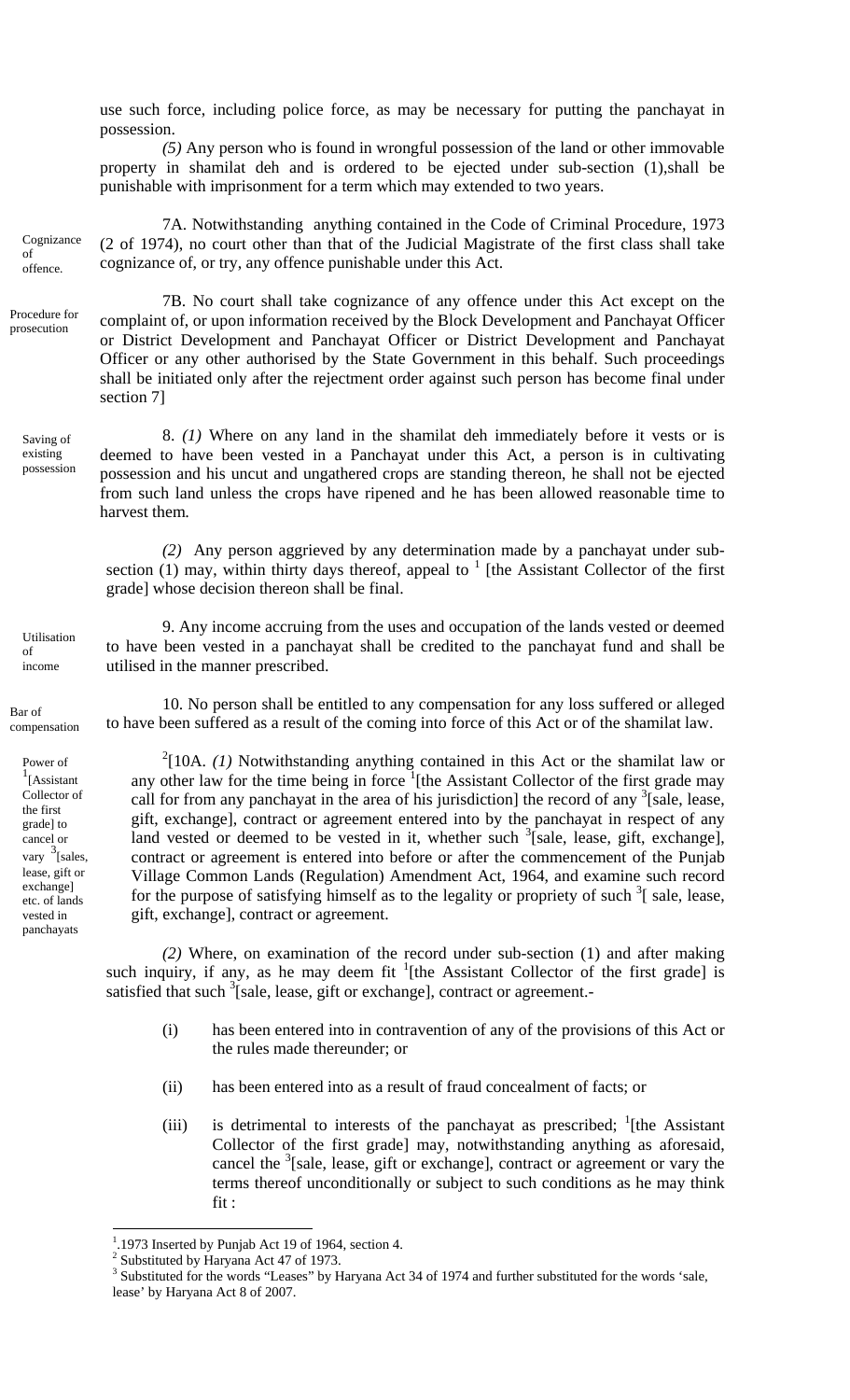use such force, including police force, as may be necessary for putting the panchayat in possession.

*(5)* Any person who is found in wrongful possession of the land or other immovable property in shamilat deh and is ordered to be ejected under sub-section (1),shall be punishable with imprisonment for a term which may extended to two years.

Cognizance of offence.

7A. Notwithstanding anything contained in the Code of Criminal Procedure, 1973 (2 of 1974), no court other than that of the Judicial Magistrate of the first class shall take cognizance of, or try, any offence punishable under this Act.

Procedure for prosecution

7B. No court shall take cognizance of any offence under this Act except on the complaint of, or upon information received by the Block Development and Panchayat Officer or District Development and Panchayat Officer or District Development and Panchayat Officer or any other authorised by the State Government in this behalf. Such proceedings shall be initiated only after the rejectment order against such person has become final under section 7]

Saving of existing possession

8. *(1)* Where on any land in the shamilat deh immediately before it vests or is deemed to have been vested in a Panchayat under this Act, a person is in cultivating possession and his uncut and ungathered crops are standing thereon, he shall not be ejected from such land unless the crops have ripened and he has been allowed reasonable time to harvest them.

*(2)* Any person aggrieved by any determination made by a panchayat under sub-section (1) may, within thirty days thereof, appeal to [1] [the Assistant Collector of the first grade] whose decision thereon shall be final.

Utilisation of income

9. Any income accruing from the uses and occupation of the lands vested or deemed to have been vested in a panchayat shall be credited to the panchayat fund and shall be utilised in the manner prescribed.

Bar of compensation

10. No person shall be entitled to any compensation for any loss suffered or alleged to have been suffered as a result of the coming into force of this Act or of the shamilat law.

Power of [1][Assistant Collector of the first grade] to cancel or vary [3][sales, lease, gift or exchange] etc. of lands vested in panchayats

[2][10A. *(1)* Notwithstanding anything contained in this Act or the shamilat law or any other law for the time being in force [1][the Assistant Collector of the first grade may call for from any panchayat in the area of his jurisdiction] the record of any [3][sale, lease, gift, exchange], contract or agreement entered into by the panchayat in respect of any land vested or deemed to be vested in it, whether such [3][sale, lease, gift, exchange], contract or agreement is entered into before or after the commencement of the Punjab Village Common Lands (Regulation) Amendment Act, 1964, and examine such record for the purpose of satisfying himself as to the legality or propriety of such [3][ sale, lease, gift, exchange], contract or agreement.

*(2)* Where, on examination of the record under sub-section (1) and after making such inquiry, if any, as he may deem fit [1][the Assistant Collector of the first grade] is satisfied that such [3][sale, lease, gift or exchange], contract or agreement.-

(i) has been entered into in contravention of any of the provisions of this Act or the rules made thereunder; or

(ii) has been entered into as a result of fraud concealment of facts; or

(iii) is detrimental to interests of the panchayat as prescribed; [1][the Assistant Collector of the first grade] may, notwithstanding anything as aforesaid, cancel the [3][sale, lease, gift or exchange], contract or agreement or vary the terms thereof unconditionally or subject to such conditions as he may think fit :

---

[1].1973 Inserted by Punjab Act 19 of 1964, section 4.

[2] Substituted by Haryana Act 47 of 1973.

[3] Substituted for the words "Leases" by Haryana Act 34 of 1974 and further substituted for the words 'sale, lease' by Haryana Act 8 of 2007.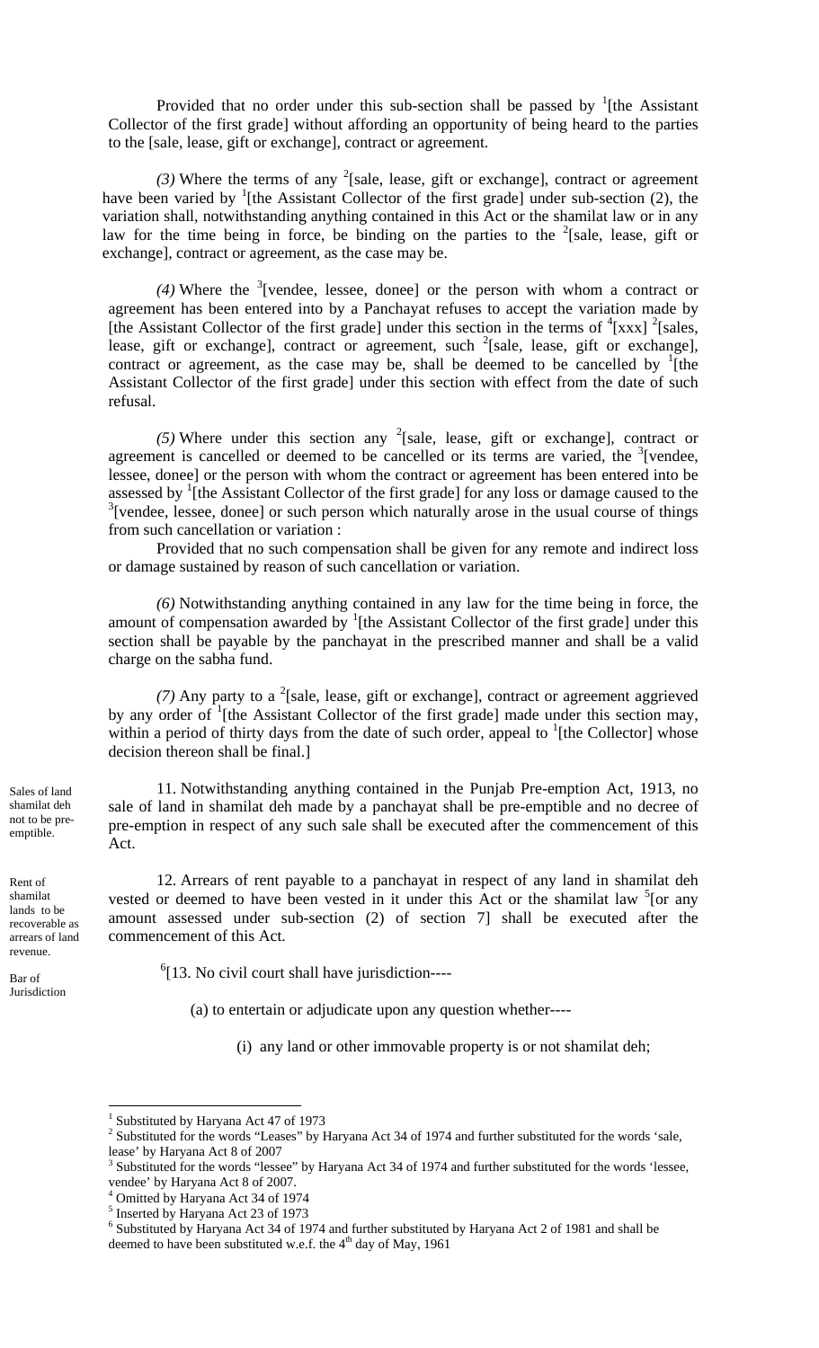Provided that no order under this sub-section shall be passed by [1][the Assistant Collector of the first grade] without affording an opportunity of being heard to the parties to the [sale, lease, gift or exchange], contract or agreement.

*(3)* Where the terms of any [2][sale, lease, gift or exchange], contract or agreement have been varied by [1][the Assistant Collector of the first grade] under sub-section (2), the variation shall, notwithstanding anything contained in this Act or the shamilat law or in any law for the time being in force, be binding on the parties to the [2][sale, lease, gift or exchange], contract or agreement, as the case may be.

*(4)* Where the [3][vendee, lessee, donee] or the person with whom a contract or agreement has been entered into by a Panchayat refuses to accept the variation made by [the Assistant Collector of the first grade] under this section in the terms of [4][xxx] [2][sales, lease, gift or exchange], contract or agreement, such [2][sale, lease, gift or exchange], contract or agreement, as the case may be, shall be deemed to be cancelled by [1][the Assistant Collector of the first grade] under this section with effect from the date of such refusal.

*(5)* Where under this section any [2][sale, lease, gift or exchange], contract or agreement is cancelled or deemed to be cancelled or its terms are varied, the [3][vendee, lessee, donee] or the person with whom the contract or agreement has been entered into be assessed by [1][the Assistant Collector of the first grade] for any loss or damage caused to the [3][vendee, lessee, donee] or such person which naturally arose in the usual course of things from such cancellation or variation :

Provided that no such compensation shall be given for any remote and indirect loss or damage sustained by reason of such cancellation or variation.

*(6)* Notwithstanding anything contained in any law for the time being in force, the amount of compensation awarded by [1][the Assistant Collector of the first grade] under this section shall be payable by the panchayat in the prescribed manner and shall be a valid charge on the sabha fund.

*(7)* Any party to a [2][sale, lease, gift or exchange], contract or agreement aggrieved by any order of [1][the Assistant Collector of the first grade] made under this section may, within a period of thirty days from the date of such order, appeal to [1][the Collector] whose decision thereon shall be final.]

**Sales of land shamilat deh not to be pre-emptible.**

11. Notwithstanding anything contained in the Punjab Pre-emption Act, 1913, no sale of land in shamilat deh made by a panchayat shall be pre-emptible and no decree of pre-emption in respect of any such sale shall be executed after the commencement of this Act.

**Rent of shamilat lands to be recoverable as arrears of land revenue.**

12. Arrears of rent payable to a panchayat in respect of any land in shamilat deh vested or deemed to have been vested in it under this Act or the shamilat law [5][or any amount assessed under sub-section (2) of section 7] shall be executed after the commencement of this Act.

**Bar of Jurisdiction**

[6][13. No civil court shall have jurisdiction----

(a) to entertain or adjudicate upon any question whether----

(i) any land or other immovable property is or not shamilat deh;

---

[1] Substituted by Haryana Act 47 of 1973

[2] Substituted for the words "Leases" by Haryana Act 34 of 1974 and further substituted for the words 'sale, lease' by Haryana Act 8 of 2007

[3] Substituted for the words "lessee" by Haryana Act 34 of 1974 and further substituted for the words 'lessee, vendee' by Haryana Act 8 of 2007.

[4] Omitted by Haryana Act 34 of 1974

[5] Inserted by Haryana Act 23 of 1973

[6] Substituted by Haryana Act 34 of 1974 and further substituted by Haryana Act 2 of 1981 and shall be deemed to have been substituted w.e.f. the 4th day of May, 1961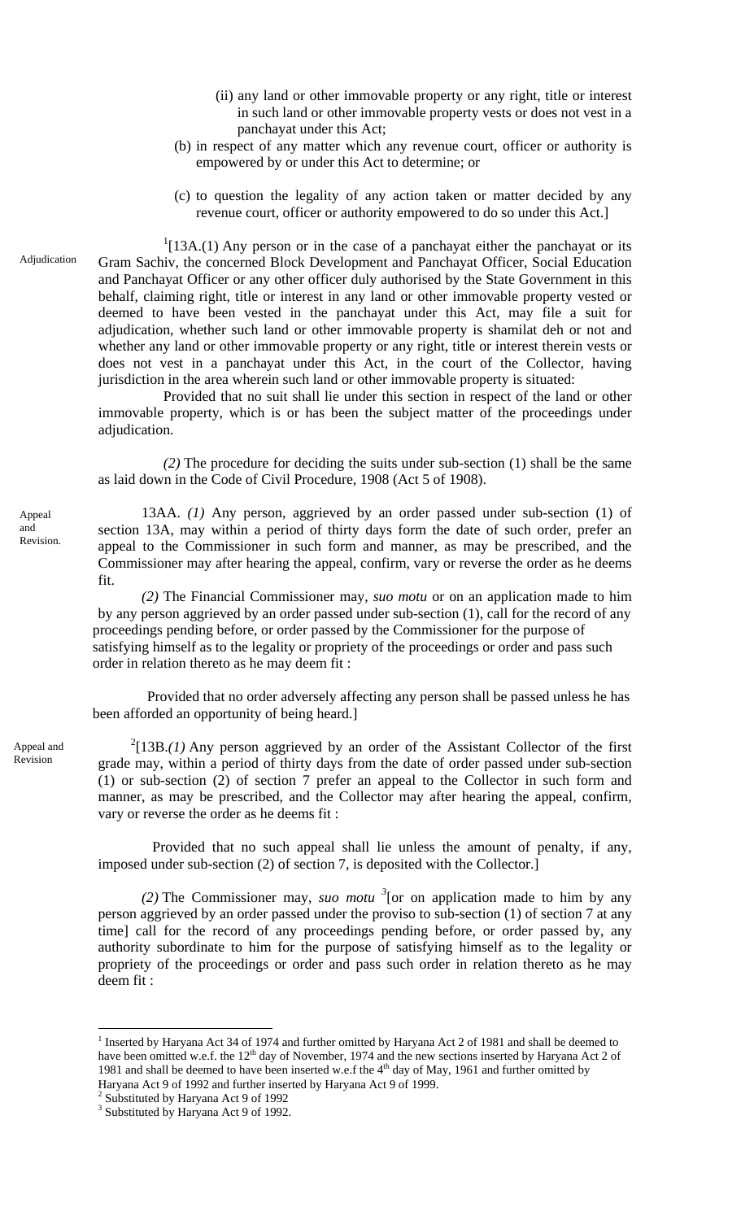(ii) any land or other immovable property or any right, title or interest in such land or other immovable property vests or does not vest in a panchayat under this Act;

(b) in respect of any matter which any revenue court, officer or authority is empowered by or under this Act to determine; or

(c) to question the legality of any action taken or matter decided by any revenue court, officer or authority empowered to do so under this Act.]

Adjudication

[1][13A.(1) Any person or in the case of a panchayat either the panchayat or its Gram Sachiv, the concerned Block Development and Panchayat Officer, Social Education and Panchayat Officer or any other officer duly authorised by the State Government in this behalf, claiming right, title or interest in any land or other immovable property vested or deemed to have been vested in the panchayat under this Act, may file a suit for adjudication, whether such land or other immovable property is shamilat deh or not and whether any land or other immovable property or any right, title or interest therein vests or does not vest in a panchayat under this Act, in the court of the Collector, having jurisdiction in the area wherein such land or other immovable property is situated:

Provided that no suit shall lie under this section in respect of the land or other immovable property, which is or has been the subject matter of the proceedings under adjudication.

*(2)* The procedure for deciding the suits under sub-section (1) shall be the same as laid down in the Code of Civil Procedure, 1908 (Act 5 of 1908).

Appeal and Revision.

13AA. *(1)* Any person, aggrieved by an order passed under sub-section (1) of section 13A, may within a period of thirty days form the date of such order, prefer an appeal to the Commissioner in such form and manner, as may be prescribed, and the Commissioner may after hearing the appeal, confirm, vary or reverse the order as he deems fit.

*(2)* The Financial Commissioner may, *suo motu* or on an application made to him by any person aggrieved by an order passed under sub-section (1), call for the record of any proceedings pending before, or order passed by the Commissioner for the purpose of satisfying himself as to the legality or propriety of the proceedings or order and pass such order in relation thereto as he may deem fit :

Provided that no order adversely affecting any person shall be passed unless he has been afforded an opportunity of being heard.]

Appeal and Revision

[2][13B.*(1)* Any person aggrieved by an order of the Assistant Collector of the first grade may, within a period of thirty days from the date of order passed under sub-section (1) or sub-section (2) of section 7 prefer an appeal to the Collector in such form and manner, as may be prescribed, and the Collector may after hearing the appeal, confirm, vary or reverse the order as he deems fit :

Provided that no such appeal shall lie unless the amount of penalty, if any, imposed under sub-section (2) of section 7, is deposited with the Collector.]

*(2)* The Commissioner may, *suo motu* [3][or on application made to him by any person aggrieved by an order passed under the proviso to sub-section (1) of section 7 at any time] call for the record of any proceedings pending before, or order passed by, any authority subordinate to him for the purpose of satisfying himself as to the legality or propriety of the proceedings or order and pass such order in relation thereto as he may deem fit :

---

[1] Inserted by Haryana Act 34 of 1974 and further omitted by Haryana Act 2 of 1981 and shall be deemed to have been omitted w.e.f. the 12th day of November, 1974 and the new sections inserted by Haryana Act 2 of 1981 and shall be deemed to have been inserted w.e.f the 4th day of May, 1961 and further omitted by Haryana Act 9 of 1992 and further inserted by Haryana Act 9 of 1999.

[2] Substituted by Haryana Act 9 of 1992

[3] Substituted by Haryana Act 9 of 1992.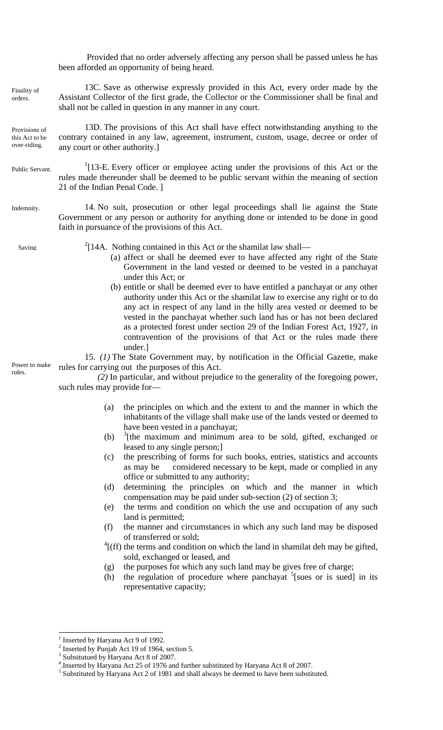Provided that no order adversely affecting any person shall be passed unless he has been afforded an opportunity of being heard.

Finality of orders.

13C. Save as otherwise expressly provided in this Act, every order made by the Assistant Collector of the first grade, the Collector or the Commissioner shall be final and shall not be called in question in any manner in any court.

Provisions of this Act to be over-riding.

13D. The provisions of this Act shall have effect notwithstanding anything to the contrary contained in any law, agreement, instrument, custom, usage, decree or order of any court or other authority.]

Public Servant.

[1][13-E. Every officer or employee acting under the provisions of this Act or the rules made thereunder shall be deemed to be public servant within the meaning of section 21 of the Indian Penal Code. ]

Indemnity.

14. No suit, prosecution or other legal proceedings shall lie against the State Government or any person or authority for anything done or intended to be done in good faith in pursuance of the provisions of this Act.

Saving

[2][14A. Nothing contained in this Act or the shamilat law shall—

(a) affect or shall be deemed ever to have affected any right of the State Government in the land vested or deemed to be vested in a panchayat under this Act; or

(b) entitle or shall be deemed ever to have entitled a panchayat or any other authority under this Act or the shamilat law to exercise any right or to do any act in respect of any land in the hilly area vested or deemed to be vested in the panchayat whether such land has or has not been declared as a protected forest under section 29 of the Indian Forest Act, 1927, in contravention of the provisions of that Act or the rules made there under.]

Power to make rules.

15. *(1)* The State Government may, by notification in the Official Gazette, make rules for carrying out the purposes of this Act.

*(2)* In particular, and without prejudice to the generality of the foregoing power, such rules may provide for—

(a) the principles on which and the extent to and the manner in which the inhabitants of the village shall make use of the lands vested or deemed to have been vested in a panchayat;

(b) [3][the maximum and minimum area to be sold, gifted, exchanged or leased to any single person;]

(c) the prescribing of forms for such books, entries, statistics and accounts as may be considered necessary to be kept, made or complied in any office or submitted to any authority;

(d) determining the principles on which and the manner in which compensation may be paid under sub-section (2) of section 3;

(e) the terms and condition on which the use and occupation of any such land is permitted;

(f) the manner and circumstances in which any such land may be disposed of transferred or sold;

[4][(ff) the terms and condition on which the land in shamilat deh may be gifted, sold, exchanged or leased, and

(g) the purposes for which any such land may be gives free of charge;

(h) the regulation of procedure where panchayat [5][sues or is sued] in its representative capacity;

---

[1] Inserted by Haryana Act 9 of 1992.

[2] Inserted by Punjab Act 19 of 1964, section 5.

[3] Subsitutued by Haryana Act 8 of 2007.

[4].Inserted by Haryana Act 25 of 1976 and further substituted by Haryana Act 8 of 2007.

[5] Substituted by Haryana Act 2 of 1981 and shall always be deemed to have been substituted.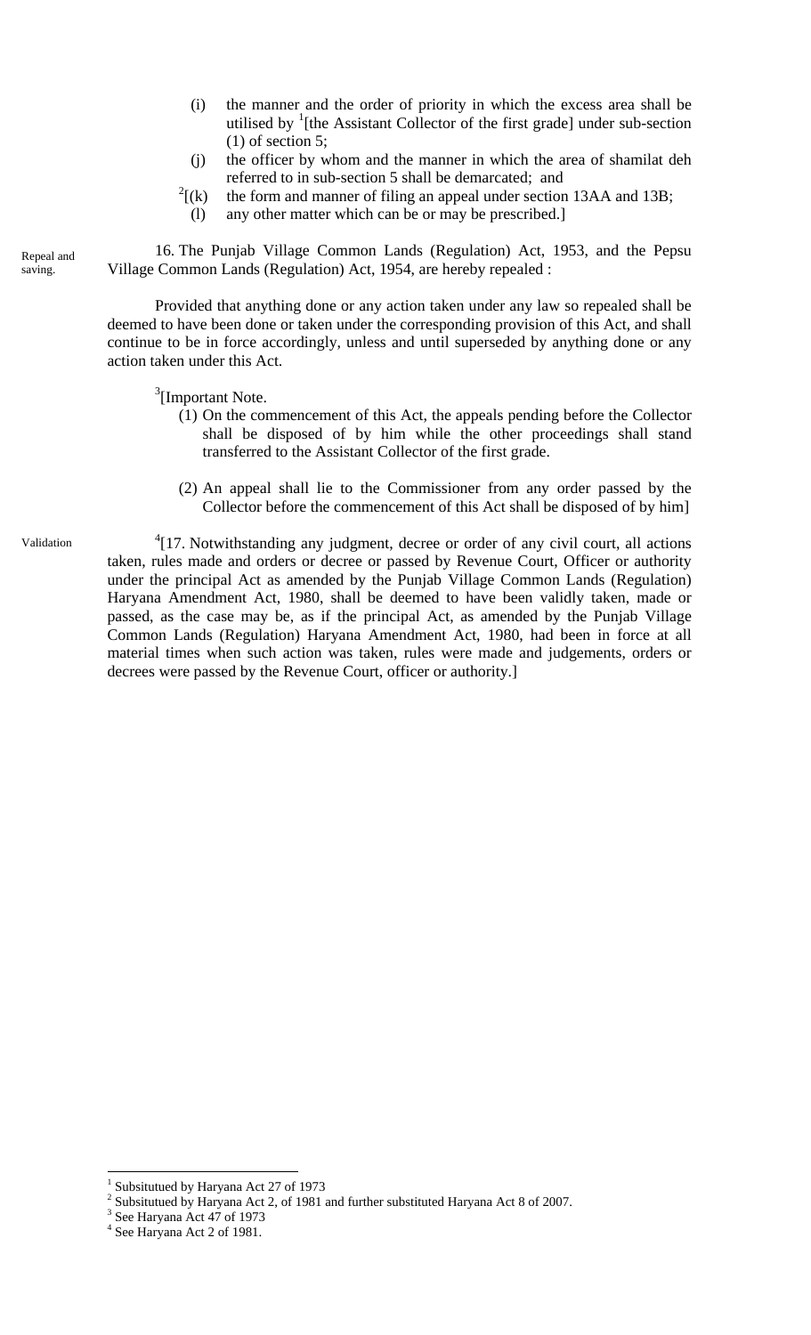(i) the manner and the order of priority in which the excess area shall be utilised by [1][the Assistant Collector of the first grade] under sub-section (1) of section 5;

(j) the officer by whom and the manner in which the area of shamilat deh referred to in sub-section 5 shall be demarcated; and

[2][(k) the form and manner of filing an appeal under section 13AA and 13B;

(l) any other matter which can be or may be prescribed.]

Repeal and saving.

16. The Punjab Village Common Lands (Regulation) Act, 1953, and the Pepsu Village Common Lands (Regulation) Act, 1954, are hereby repealed :

Provided that anything done or any action taken under any law so repealed shall be deemed to have been done or taken under the corresponding provision of this Act, and shall continue to be in force accordingly, unless and until superseded by anything done or any action taken under this Act.

[3][Important Note.

(1) On the commencement of this Act, the appeals pending before the Collector shall be disposed of by him while the other proceedings shall stand transferred to the Assistant Collector of the first grade.

(2) An appeal shall lie to the Commissioner from any order passed by the Collector before the commencement of this Act shall be disposed of by him]

Validation

[4][17. Notwithstanding any judgment, decree or order of any civil court, all actions taken, rules made and orders or decree or passed by Revenue Court, Officer or authority under the principal Act as amended by the Punjab Village Common Lands (Regulation) Haryana Amendment Act, 1980, shall be deemed to have been validly taken, made or passed, as the case may be, as if the principal Act, as amended by the Punjab Village Common Lands (Regulation) Haryana Amendment Act, 1980, had been in force at all material times when such action was taken, rules were made and judgements, orders or decrees were passed by the Revenue Court, officer or authority.]

---

[1] Subsitutued by Haryana Act 27 of 1973

[2] Subsitutued by Haryana Act 2, of 1981 and further substituted Haryana Act 8 of 2007.

[3] See Haryana Act 47 of 1973

[4] See Haryana Act 2 of 1981.